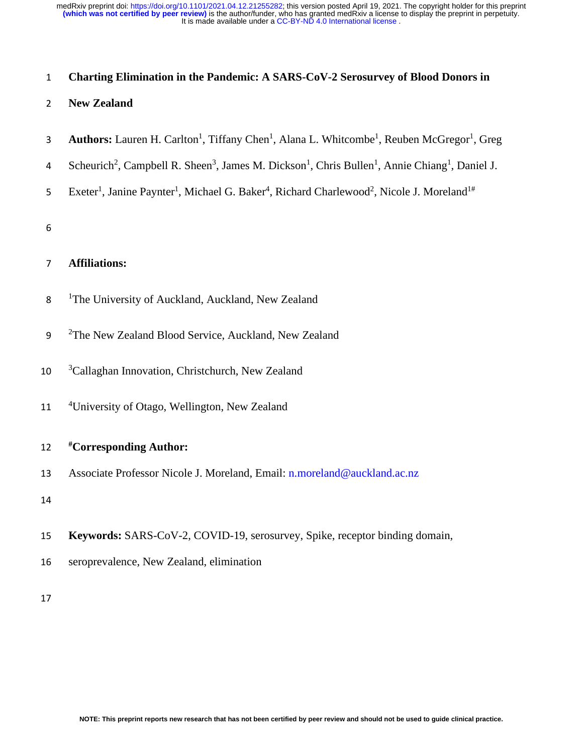# Charting Elimination in the Pandemic: A SARS-CoV-2 Serosurvey of Blood Donors in New Zealand

**Authors:** Lauren H. Carlton[1], Tiffany Chen[1], Alana L. Whitcombe[1], Reuben McGregor[1], Greg Scheurich[2], Campbell R. Sheen[3], James M. Dickson[1], Chris Bullen[1], Annie Chiang[1], Daniel J. Exeter[1], Janine Paynter[1], Michael G. Baker[4], Richard Charlewood[2], Nicole J. Moreland[1#]

**Affiliations:**

[1]The University of Auckland, Auckland, New Zealand

[2]The New Zealand Blood Service, Auckland, New Zealand

[3]Callaghan Innovation, Christchurch, New Zealand

[4]University of Otago, Wellington, New Zealand

**[#]Corresponding Author:**

Associate Professor Nicole J. Moreland, Email: n.moreland@auckland.ac.nz

**Keywords:** SARS-CoV-2, COVID-19, serosurvey, Spike, receptor binding domain, seroprevalence, New Zealand, elimination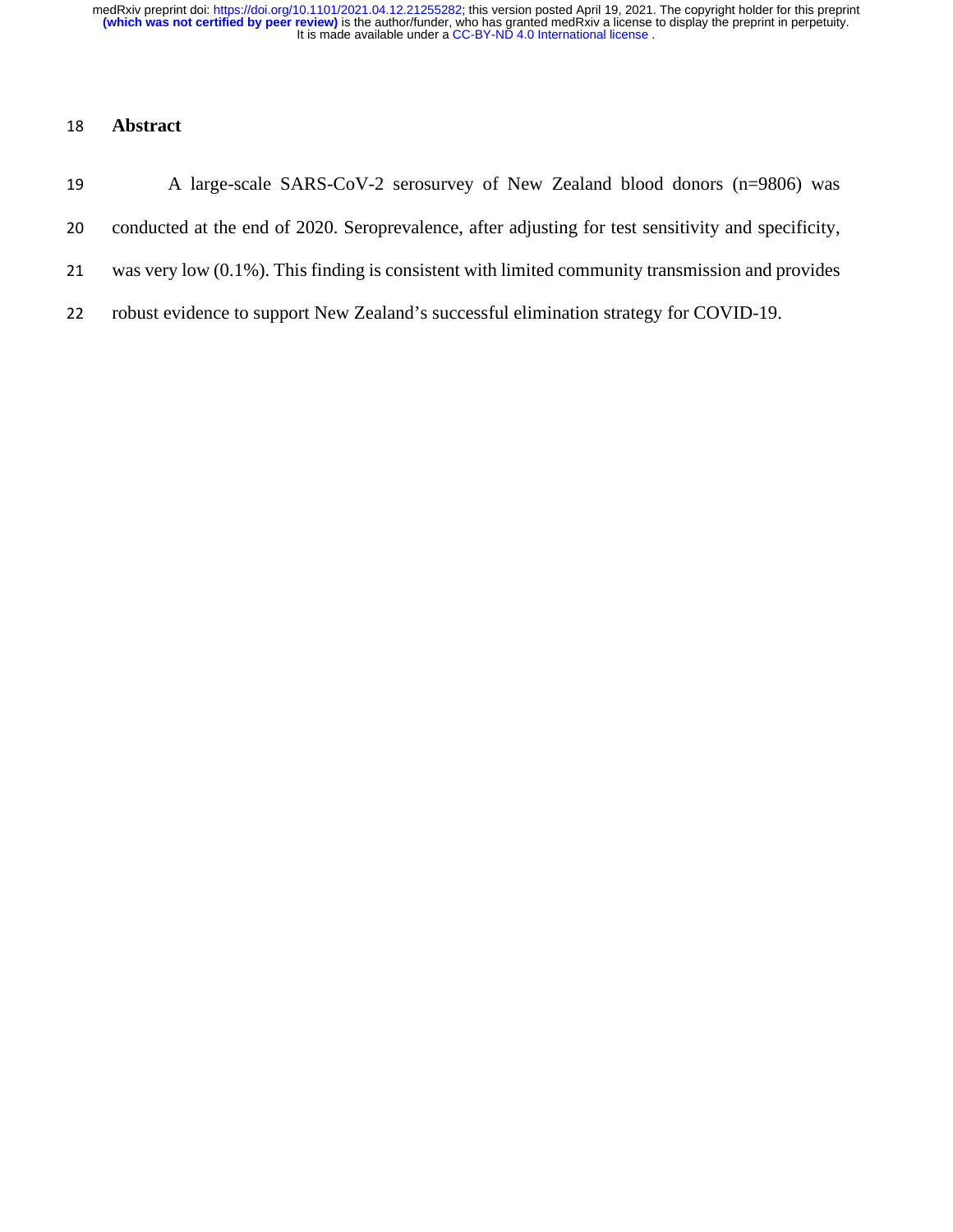## Abstract

A large-scale SARS-CoV-2 serosurvey of New Zealand blood donors (n=9806) was conducted at the end of 2020. Seroprevalence, after adjusting for test sensitivity and specificity, was very low (0.1%). This finding is consistent with limited community transmission and provides robust evidence to support New Zealand's successful elimination strategy for COVID-19.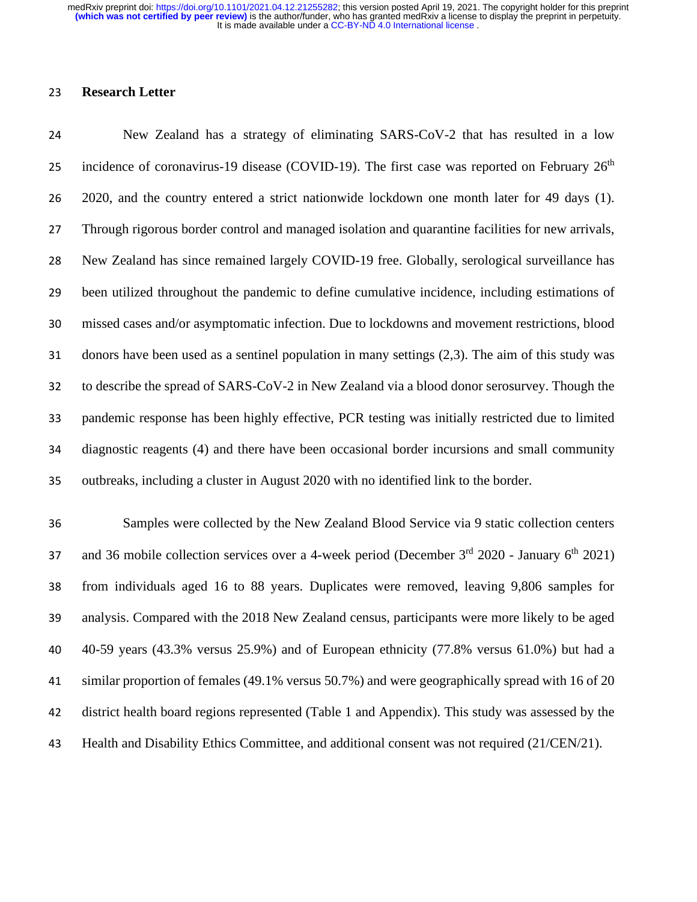## Research Letter

New Zealand has a strategy of eliminating SARS-CoV-2 that has resulted in a low incidence of coronavirus-19 disease (COVID-19). The first case was reported on February 26th 2020, and the country entered a strict nationwide lockdown one month later for 49 days (1). Through rigorous border control and managed isolation and quarantine facilities for new arrivals, New Zealand has since remained largely COVID-19 free. Globally, serological surveillance has been utilized throughout the pandemic to define cumulative incidence, including estimations of missed cases and/or asymptomatic infection. Due to lockdowns and movement restrictions, blood donors have been used as a sentinel population in many settings (2,3). The aim of this study was to describe the spread of SARS-CoV-2 in New Zealand via a blood donor serosurvey. Though the pandemic response has been highly effective, PCR testing was initially restricted due to limited diagnostic reagents (4) and there have been occasional border incursions and small community outbreaks, including a cluster in August 2020 with no identified link to the border.

Samples were collected by the New Zealand Blood Service via 9 static collection centers and 36 mobile collection services over a 4-week period (December 3rd 2020 - January 6th 2021) from individuals aged 16 to 88 years. Duplicates were removed, leaving 9,806 samples for analysis. Compared with the 2018 New Zealand census, participants were more likely to be aged 40-59 years (43.3% versus 25.9%) and of European ethnicity (77.8% versus 61.0%) but had a similar proportion of females (49.1% versus 50.7%) and were geographically spread with 16 of 20 district health board regions represented (Table 1 and Appendix). This study was assessed by the Health and Disability Ethics Committee, and additional consent was not required (21/CEN/21).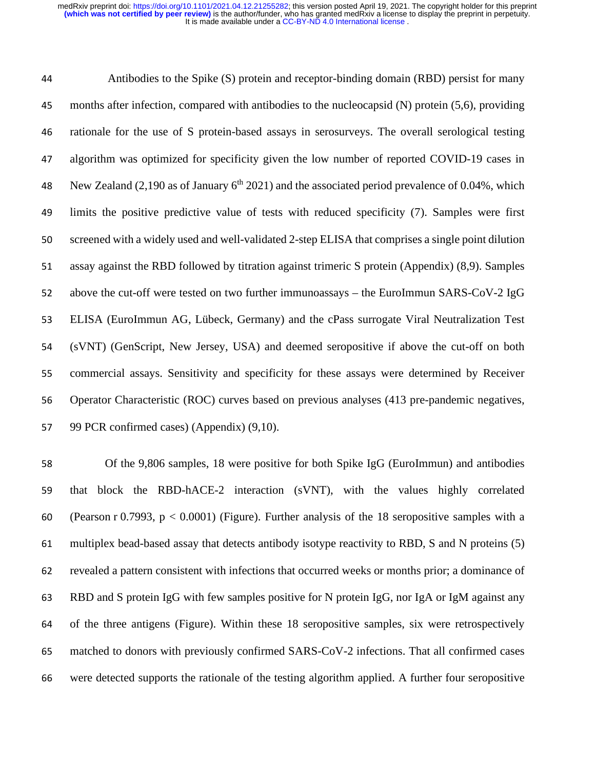Antibodies to the Spike (S) protein and receptor-binding domain (RBD) persist for many months after infection, compared with antibodies to the nucleocapsid (N) protein (5,6), providing rationale for the use of S protein-based assays in serosurveys. The overall serological testing algorithm was optimized for specificity given the low number of reported COVID-19 cases in New Zealand (2,190 as of January 6th 2021) and the associated period prevalence of 0.04%, which limits the positive predictive value of tests with reduced specificity (7). Samples were first screened with a widely used and well-validated 2-step ELISA that comprises a single point dilution assay against the RBD followed by titration against trimeric S protein (Appendix) (8,9). Samples above the cut-off were tested on two further immunoassays – the EuroImmun SARS-CoV-2 IgG ELISA (EuroImmun AG, Lübeck, Germany) and the cPass surrogate Viral Neutralization Test (sVNT) (GenScript, New Jersey, USA) and deemed seropositive if above the cut-off on both commercial assays. Sensitivity and specificity for these assays were determined by Receiver Operator Characteristic (ROC) curves based on previous analyses (413 pre-pandemic negatives, 99 PCR confirmed cases) (Appendix) (9,10).

Of the 9,806 samples, 18 were positive for both Spike IgG (EuroImmun) and antibodies that block the RBD-hACE-2 interaction (sVNT), with the values highly correlated (Pearson r 0.7993, $p < 0.0001$) (Figure). Further analysis of the 18 seropositive samples with a multiplex bead-based assay that detects antibody isotype reactivity to RBD, S and N proteins (5) revealed a pattern consistent with infections that occurred weeks or months prior; a dominance of RBD and S protein IgG with few samples positive for N protein IgG, nor IgA or IgM against any of the three antigens (Figure). Within these 18 seropositive samples, six were retrospectively matched to donors with previously confirmed SARS-CoV-2 infections. That all confirmed cases were detected supports the rationale of the testing algorithm applied. A further four seropositive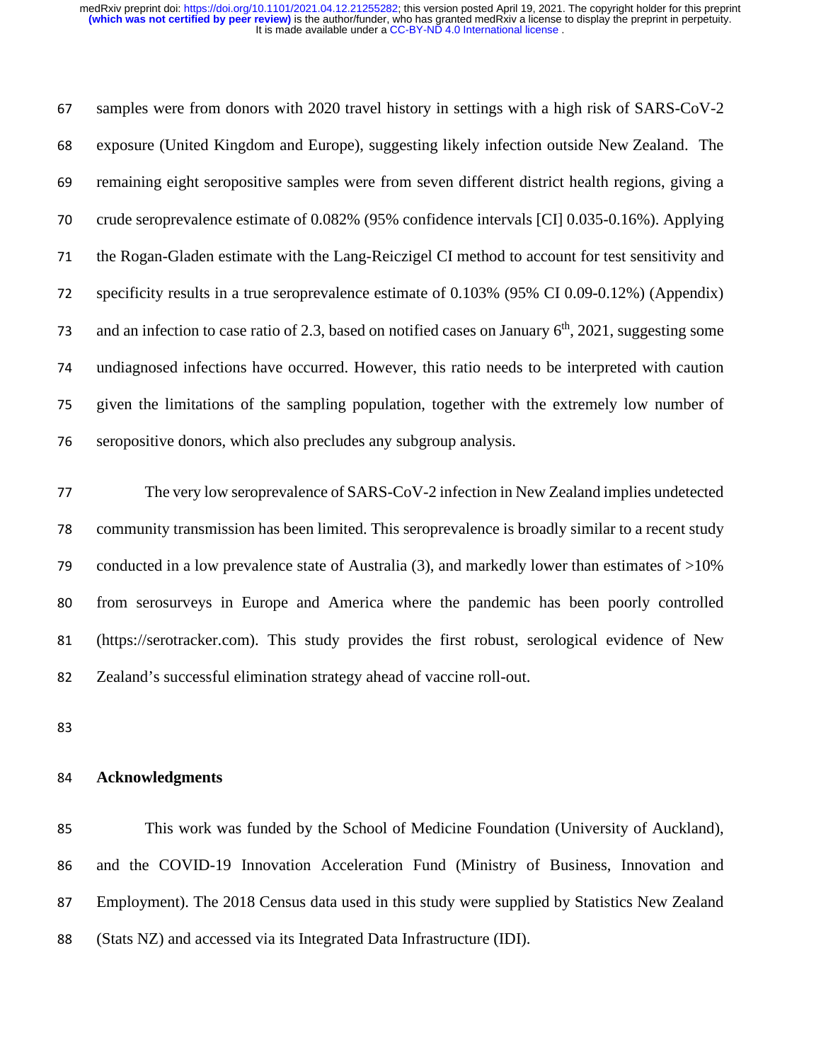samples were from donors with 2020 travel history in settings with a high risk of SARS-CoV-2 exposure (United Kingdom and Europe), suggesting likely infection outside New Zealand. The remaining eight seropositive samples were from seven different district health regions, giving a crude seroprevalence estimate of 0.082% (95% confidence intervals [CI] 0.035-0.16%). Applying the Rogan-Gladen estimate with the Lang-Reiczigel CI method to account for test sensitivity and specificity results in a true seroprevalence estimate of 0.103% (95% CI 0.09-0.12%) (Appendix) and an infection to case ratio of 2.3, based on notified cases on January 6th, 2021, suggesting some undiagnosed infections have occurred. However, this ratio needs to be interpreted with caution given the limitations of the sampling population, together with the extremely low number of seropositive donors, which also precludes any subgroup analysis.

The very low seroprevalence of SARS-CoV-2 infection in New Zealand implies undetected community transmission has been limited. This seroprevalence is broadly similar to a recent study conducted in a low prevalence state of Australia (3), and markedly lower than estimates of >10% from serosurveys in Europe and America where the pandemic has been poorly controlled (https://serotracker.com). This study provides the first robust, serological evidence of New Zealand's successful elimination strategy ahead of vaccine roll-out.

## Acknowledgments

This work was funded by the School of Medicine Foundation (University of Auckland), and the COVID-19 Innovation Acceleration Fund (Ministry of Business, Innovation and Employment). The 2018 Census data used in this study were supplied by Statistics New Zealand (Stats NZ) and accessed via its Integrated Data Infrastructure (IDI).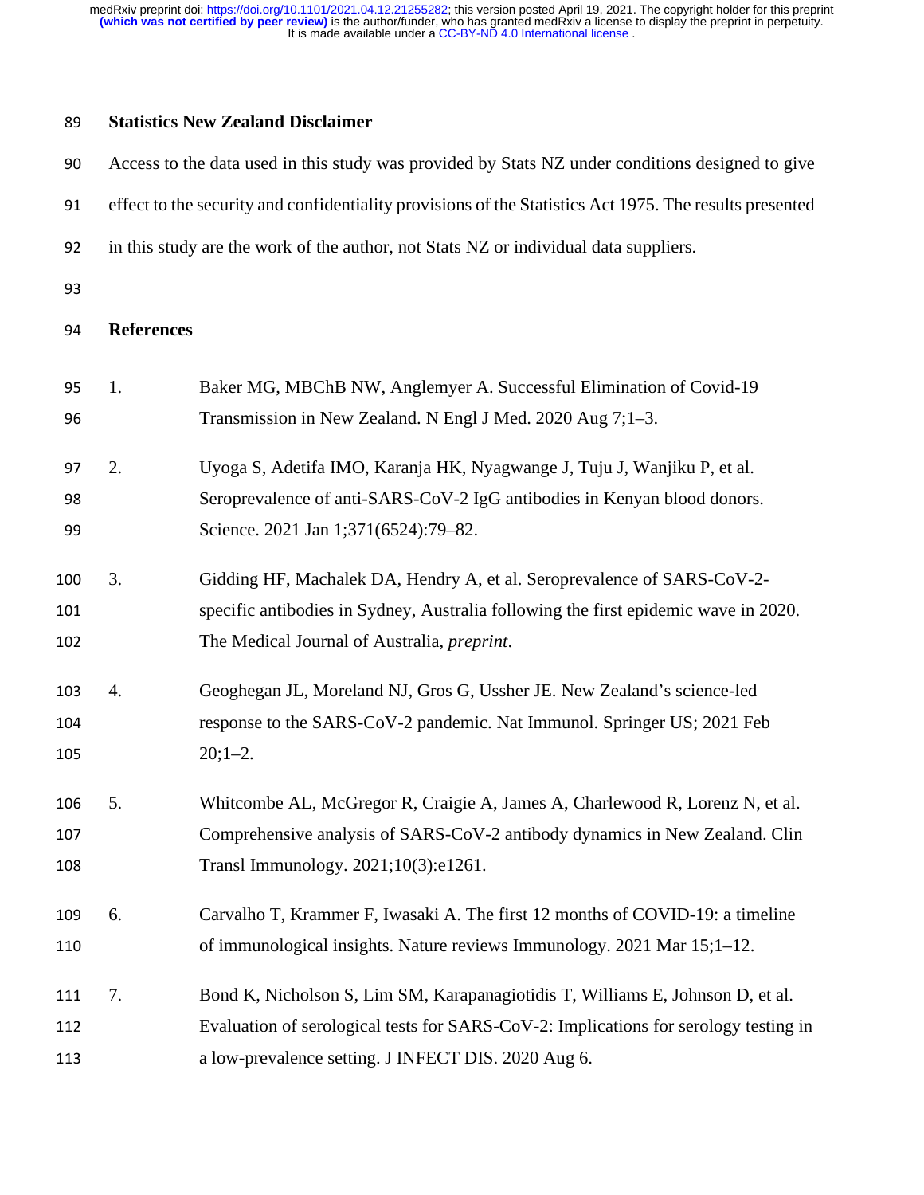## Statistics New Zealand Disclaimer

Access to the data used in this study was provided by Stats NZ under conditions designed to give effect to the security and confidentiality provisions of the Statistics Act 1975. The results presented in this study are the work of the author, not Stats NZ or individual data suppliers.

## References

1. Baker MG, MBChB NW, Anglemyer A. Successful Elimination of Covid-19 Transmission in New Zealand. N Engl J Med. 2020 Aug 7;1–3.

2. Uyoga S, Adetifa IMO, Karanja HK, Nyagwange J, Tuju J, Wanjiku P, et al. Seroprevalence of anti-SARS-CoV-2 IgG antibodies in Kenyan blood donors. Science. 2021 Jan 1;371(6524):79–82.

3. Gidding HF, Machalek DA, Hendry A, et al. Seroprevalence of SARS-CoV-2-specific antibodies in Sydney, Australia following the first epidemic wave in 2020. The Medical Journal of Australia, *preprint*.

4. Geoghegan JL, Moreland NJ, Gros G, Ussher JE. New Zealand's science-led response to the SARS-CoV-2 pandemic. Nat Immunol. Springer US; 2021 Feb 20;1–2.

5. Whitcombe AL, McGregor R, Craigie A, James A, Charlewood R, Lorenz N, et al. Comprehensive analysis of SARS-CoV-2 antibody dynamics in New Zealand. Clin Transl Immunology. 2021;10(3):e1261.

6. Carvalho T, Krammer F, Iwasaki A. The first 12 months of COVID-19: a timeline of immunological insights. Nature reviews Immunology. 2021 Mar 15;1–12.

7. Bond K, Nicholson S, Lim SM, Karapanagiotidis T, Williams E, Johnson D, et al. Evaluation of serological tests for SARS-CoV-2: Implications for serology testing in a low-prevalence setting. J INFECT DIS. 2020 Aug 6.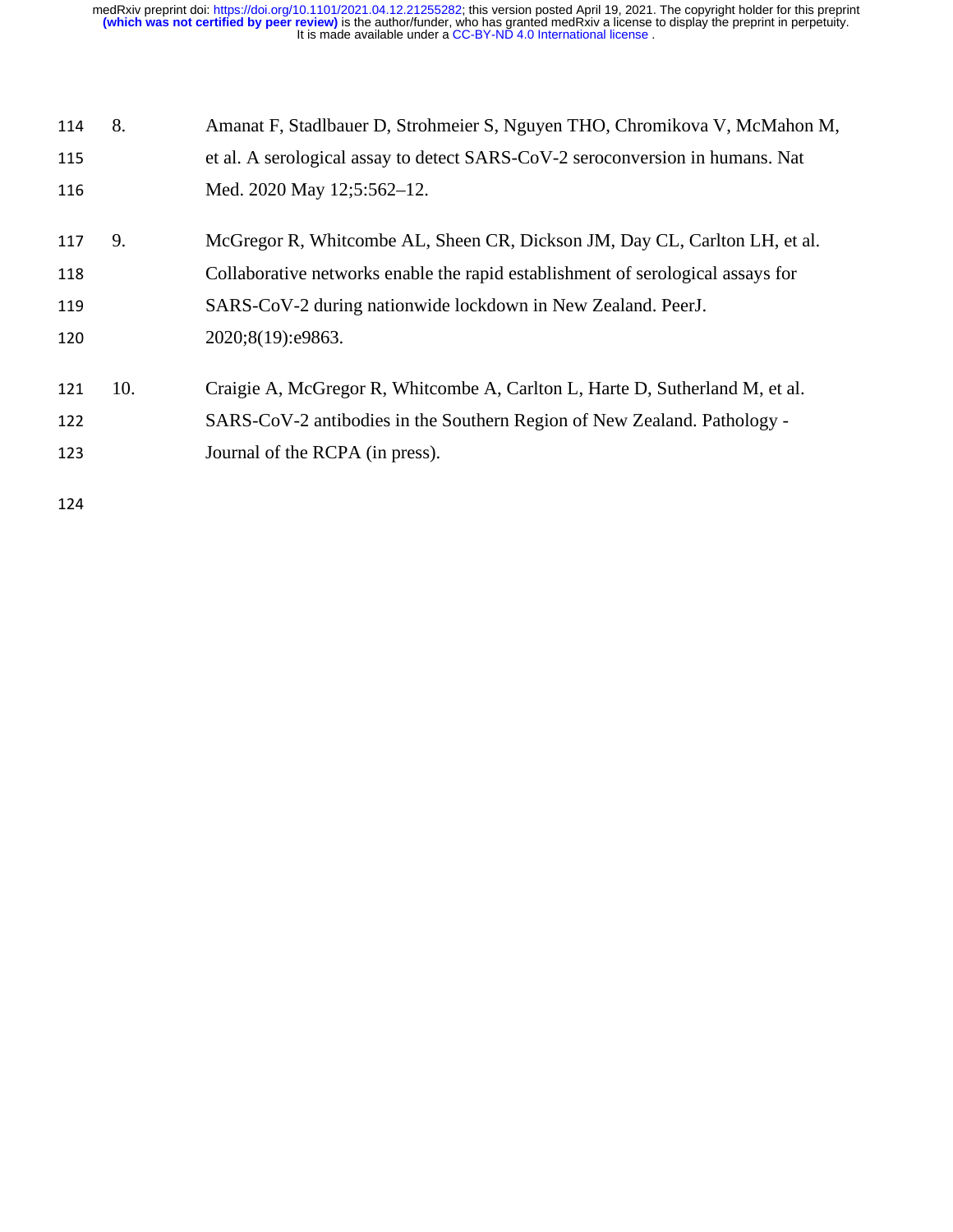8. Amanat F, Stadlbauer D, Strohmeier S, Nguyen THO, Chromikova V, McMahon M, et al. A serological assay to detect SARS-CoV-2 seroconversion in humans. Nat Med. 2020 May 12;5:562–12.

9. McGregor R, Whitcombe AL, Sheen CR, Dickson JM, Day CL, Carlton LH, et al. Collaborative networks enable the rapid establishment of serological assays for SARS-CoV-2 during nationwide lockdown in New Zealand. PeerJ. 2020;8(19):e9863.

10. Craigie A, McGregor R, Whitcombe A, Carlton L, Harte D, Sutherland M, et al. SARS-CoV-2 antibodies in the Southern Region of New Zealand. Pathology - Journal of the RCPA (in press).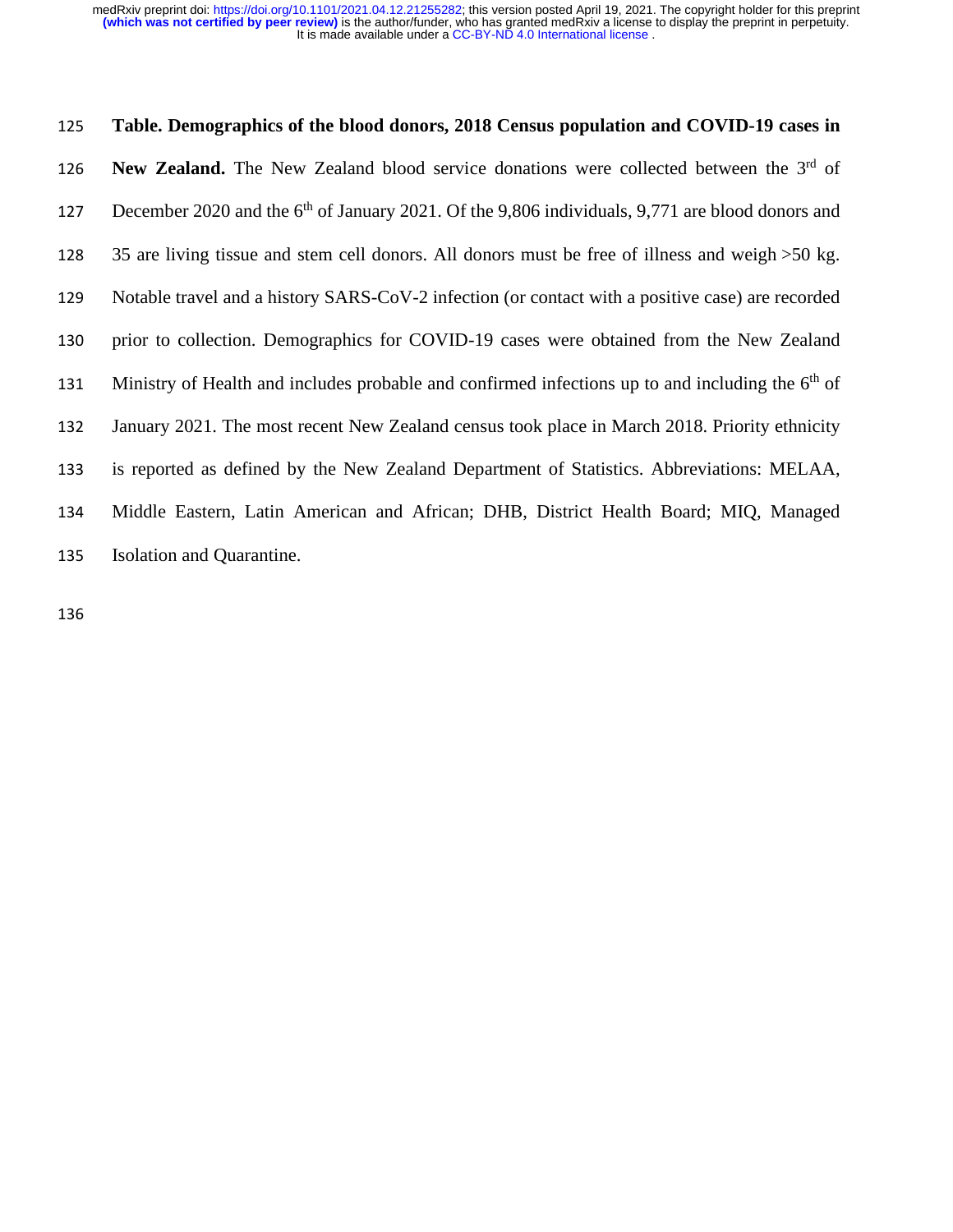**Table. Demographics of the blood donors, 2018 Census population and COVID-19 cases in New Zealand.** The New Zealand blood service donations were collected between the 3rd of December 2020 and the 6th of January 2021. Of the 9,806 individuals, 9,771 are blood donors and 35 are living tissue and stem cell donors. All donors must be free of illness and weigh >50 kg. Notable travel and a history SARS-CoV-2 infection (or contact with a positive case) are recorded prior to collection. Demographics for COVID-19 cases were obtained from the New Zealand Ministry of Health and includes probable and confirmed infections up to and including the 6th of January 2021. The most recent New Zealand census took place in March 2018. Priority ethnicity is reported as defined by the New Zealand Department of Statistics. Abbreviations: MELAA, Middle Eastern, Latin American and African; DHB, District Health Board; MIQ, Managed Isolation and Quarantine.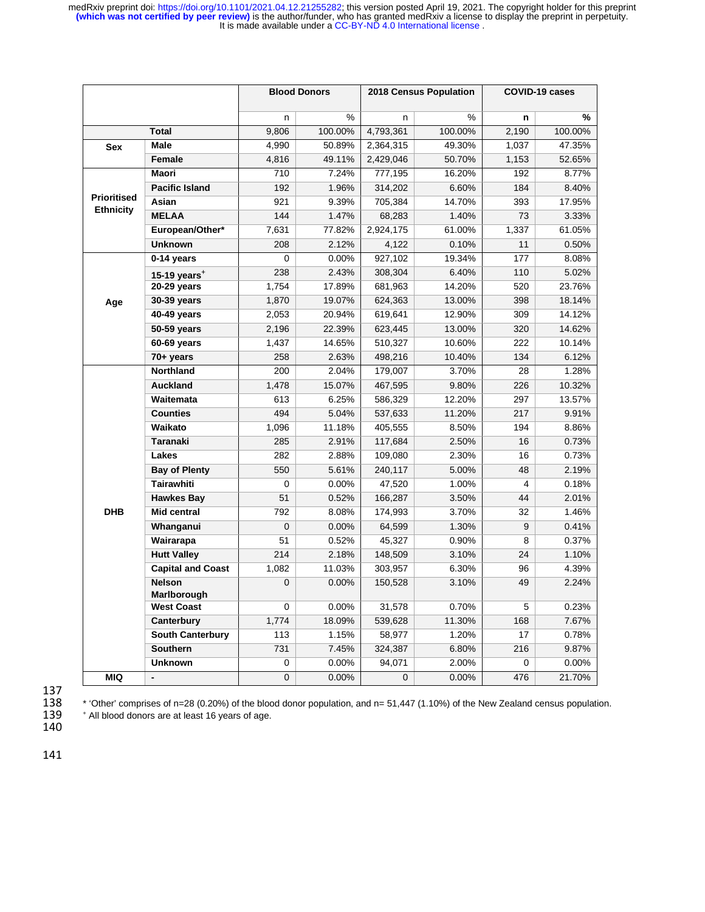| | | Blood Donors | | 2018 Census Population | | COVID-19 cases | |
|---|---|---|---|---|---|---|---|
| | | n | % | n | % | **n** | **%** |
| **Total** | | 9,806 | 100.00% | 4,793,361 | 100.00% | 2,190 | 100.00% |
| **Sex** | **Male** | 4,990 | 50.89% | 2,364,315 | 49.30% | 1,037 | 47.35% |
| | **Female** | 4,816 | 49.11% | 2,429,046 | 50.70% | 1,153 | 52.65% |
| **Prioritised Ethnicity** | **Maori** | 710 | 7.24% | 777,195 | 16.20% | 192 | 8.77% |
| | **Pacific Island** | 192 | 1.96% | 314,202 | 6.60% | 184 | 8.40% |
| | **Asian** | 921 | 9.39% | 705,384 | 14.70% | 393 | 17.95% |
| | **MELAA** | 144 | 1.47% | 68,283 | 1.40% | 73 | 3.33% |
| | **European/Other*** | 7,631 | 77.82% | 2,924,175 | 61.00% | 1,337 | 61.05% |
| | **Unknown** | 208 | 2.12% | 4,122 | 0.10% | 11 | 0.50% |
| **Age** | **0-14 years** | 0 | 0.00% | 927,102 | 19.34% | 177 | 8.08% |
| | **15-19 years[+]** | 238 | 2.43% | 308,304 | 6.40% | 110 | 5.02% |
| | **20-29 years** | 1,754 | 17.89% | 681,963 | 14.20% | 520 | 23.76% |
| | **30-39 years** | 1,870 | 19.07% | 624,363 | 13.00% | 398 | 18.14% |
| | **40-49 years** | 2,053 | 20.94% | 619,641 | 12.90% | 309 | 14.12% |
| | **50-59 years** | 2,196 | 22.39% | 623,445 | 13.00% | 320 | 14.62% |
| | **60-69 years** | 1,437 | 14.65% | 510,327 | 10.60% | 222 | 10.14% |
| | **70+ years** | 258 | 2.63% | 498,216 | 10.40% | 134 | 6.12% |
| **DHB** | **Northland** | 200 | 2.04% | 179,007 | 3.70% | 28 | 1.28% |
| | **Auckland** | 1,478 | 15.07% | 467,595 | 9.80% | 226 | 10.32% |
| | **Waitemata** | 613 | 6.25% | 586,329 | 12.20% | 297 | 13.57% |
| | **Counties** | 494 | 5.04% | 537,633 | 11.20% | 217 | 9.91% |
| | **Waikato** | 1,096 | 11.18% | 405,555 | 8.50% | 194 | 8.86% |
| | **Taranaki** | 285 | 2.91% | 117,684 | 2.50% | 16 | 0.73% |
| | **Lakes** | 282 | 2.88% | 109,080 | 2.30% | 16 | 0.73% |
| | **Bay of Plenty** | 550 | 5.61% | 240,117 | 5.00% | 48 | 2.19% |
| | **Tairawhiti** | 0 | 0.00% | 47,520 | 1.00% | 4 | 0.18% |
| | **Hawkes Bay** | 51 | 0.52% | 166,287 | 3.50% | 44 | 2.01% |
| | **Mid central** | 792 | 8.08% | 174,993 | 3.70% | 32 | 1.46% |
| | **Whanganui** | 0 | 0.00% | 64,599 | 1.30% | 9 | 0.41% |
| | **Wairarapa** | 51 | 0.52% | 45,327 | 0.90% | 8 | 0.37% |
| | **Hutt Valley** | 214 | 2.18% | 148,509 | 3.10% | 24 | 1.10% |
| | **Capital and Coast** | 1,082 | 11.03% | 303,957 | 6.30% | 96 | 4.39% |
| | **Nelson Marlborough** | 0 | 0.00% | 150,528 | 3.10% | 49 | 2.24% |
| | **West Coast** | 0 | 0.00% | 31,578 | 0.70% | 5 | 0.23% |
| | **Canterbury** | 1,774 | 18.09% | 539,628 | 11.30% | 168 | 7.67% |
| | **South Canterbury** | 113 | 1.15% | 58,977 | 1.20% | 17 | 0.78% |
| | **Southern** | 731 | 7.45% | 324,387 | 6.80% | 216 | 9.87% |
| | **Unknown** | 0 | 0.00% | 94,071 | 2.00% | 0 | 0.00% |
| **MIQ** | **-** | 0 | 0.00% | 0 | 0.00% | 476 | 21.70% |

* 'Other' comprises of n=28 (0.20%) of the blood donor population, and n= 51,447 (1.10%) of the New Zealand census population.

[+] All blood donors are at least 16 years of age.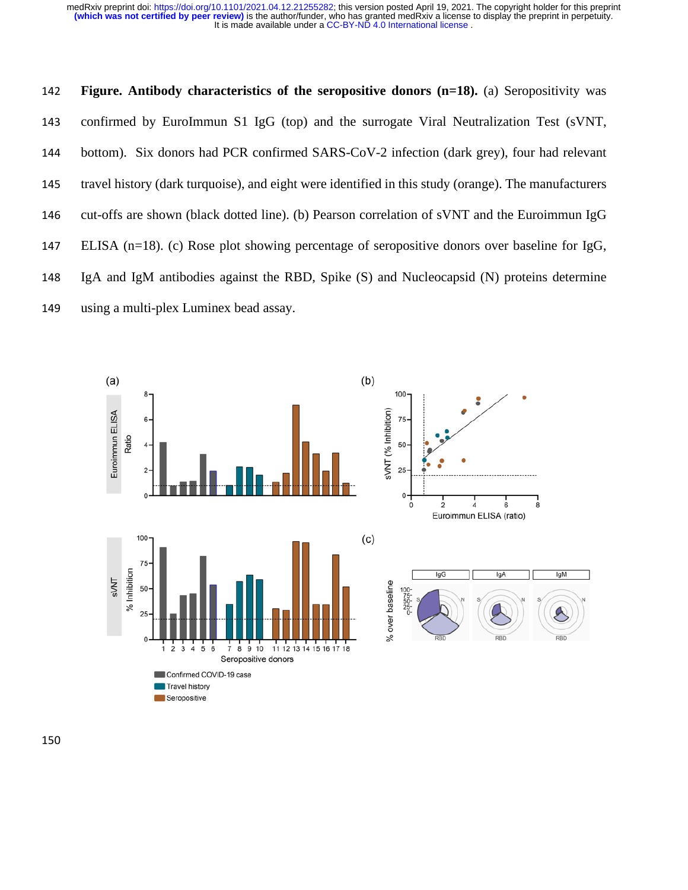**Figure. Antibody characteristics of the seropositive donors (n=18).** (a) Seropositivity was confirmed by EuroImmun S1 IgG (top) and the surrogate Viral Neutralization Test (sVNT, bottom). Six donors had PCR confirmed SARS-CoV-2 infection (dark grey), four had relevant travel history (dark turquoise), and eight were identified in this study (orange). The manufacturers cut-offs are shown (black dotted line). (b) Pearson correlation of sVNT and the Euroimmun IgG ELISA (n=18). (c) Rose plot showing percentage of seropositive donors over baseline for IgG, IgA and IgM antibodies against the RBD, Spike (S) and Nucleocapsid (N) proteins determine using a multi-plex Luminex bead assay.

(a)

Euroimmun ELISA

Ratio

0
2
4
6
8

sVNT

% Inhibition

0
25
50
75
100

1 2 3 4 5 6 7 8 9 10 11 12 13 14 15 16 17 18

Seropositive donors

Confirmed COVID-19 case

Travel history

Seropositive

(b)

sVNT (% Inhibition)

0
25
50
75
100

0 2 4 6 8

Euroimmun ELISA (ratio)

(c)

% over baseline

IgG IgA IgM

100-
75-
50-
25-
0-

S N RBD